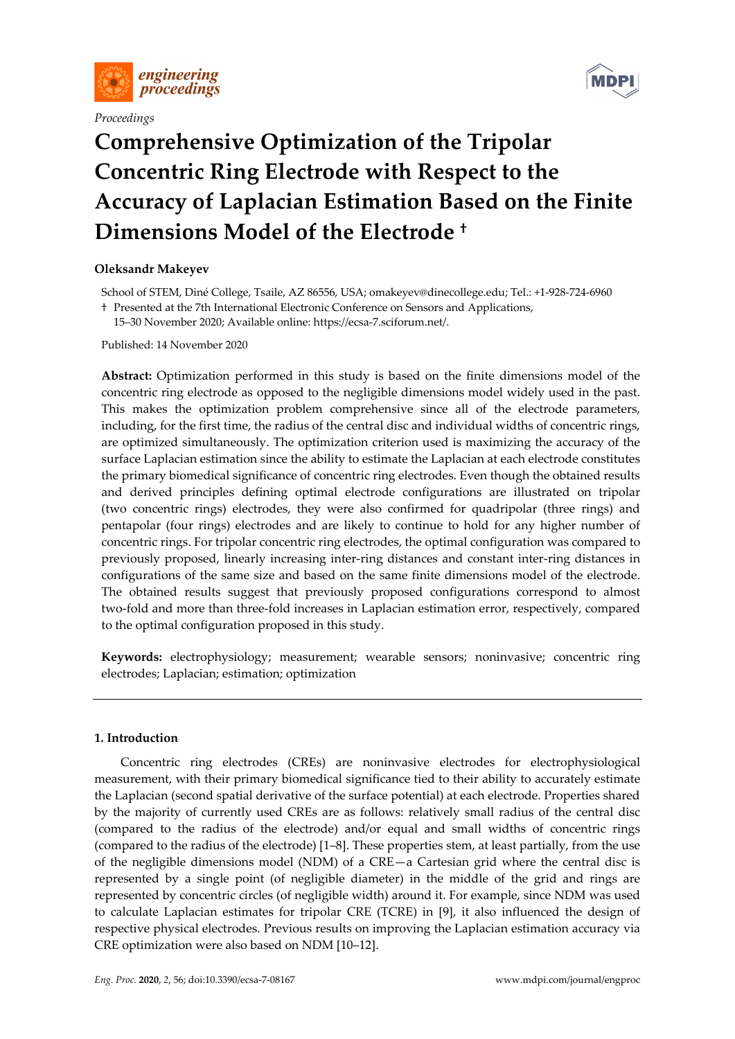*Proceedings*

# Comprehensive Optimization of the Tripolar Concentric Ring Electrode with Respect to the Accuracy of Laplacian Estimation Based on the Finite Dimensions Model of the Electrode †

**Oleksandr Makeyev**

School of STEM, Diné College, Tsaile, AZ 86556, USA; omakeyev@dinecollege.edu; Tel.: +1-928-724-6960

† Presented at the 7th International Electronic Conference on Sensors and Applications, 15–30 November 2020; Available online: https://ecsa-7.sciforum.net/.

Published: 14 November 2020

**Abstract:** Optimization performed in this study is based on the finite dimensions model of the concentric ring electrode as opposed to the negligible dimensions model widely used in the past. This makes the optimization problem comprehensive since all of the electrode parameters, including, for the first time, the radius of the central disc and individual widths of concentric rings, are optimized simultaneously. The optimization criterion used is maximizing the accuracy of the surface Laplacian estimation since the ability to estimate the Laplacian at each electrode constitutes the primary biomedical significance of concentric ring electrodes. Even though the obtained results and derived principles defining optimal electrode configurations are illustrated on tripolar (two concentric rings) electrodes, they were also confirmed for quadripolar (three rings) and pentapolar (four rings) electrodes and are likely to continue to hold for any higher number of concentric rings. For tripolar concentric ring electrodes, the optimal configuration was compared to previously proposed, linearly increasing inter-ring distances and constant inter-ring distances in configurations of the same size and based on the same finite dimensions model of the electrode. The obtained results suggest that previously proposed configurations correspond to almost two-fold and more than three-fold increases in Laplacian estimation error, respectively, compared to the optimal configuration proposed in this study.

**Keywords:** electrophysiology; measurement; wearable sensors; noninvasive; concentric ring electrodes; Laplacian; estimation; optimization

## 1. Introduction

Concentric ring electrodes (CREs) are noninvasive electrodes for electrophysiological measurement, with their primary biomedical significance tied to their ability to accurately estimate the Laplacian (second spatial derivative of the surface potential) at each electrode. Properties shared by the majority of currently used CREs are as follows: relatively small radius of the central disc (compared to the radius of the electrode) and/or equal and small widths of concentric rings (compared to the radius of the electrode) [1–8]. These properties stem, at least partially, from the use of the negligible dimensions model (NDM) of a CRE—a Cartesian grid where the central disc is represented by a single point (of negligible diameter) in the middle of the grid and rings are represented by concentric circles (of negligible width) around it. For example, since NDM was used to calculate Laplacian estimates for tripolar CRE (TCRE) in [9], it also influenced the design of respective physical electrodes. Previous results on improving the Laplacian estimation accuracy via CRE optimization were also based on NDM [10–12].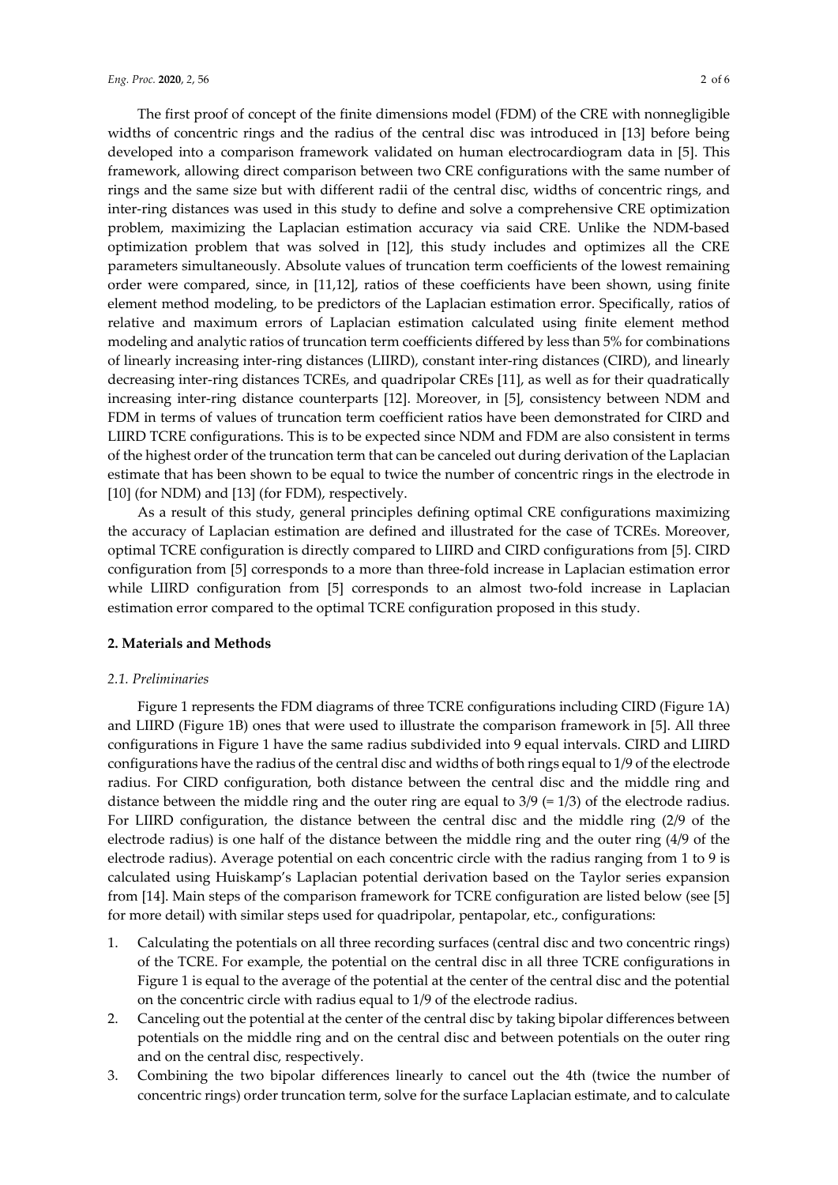The first proof of concept of the finite dimensions model (FDM) of the CRE with nonnegligible widths of concentric rings and the radius of the central disc was introduced in [13] before being developed into a comparison framework validated on human electrocardiogram data in [5]. This framework, allowing direct comparison between two CRE configurations with the same number of rings and the same size but with different radii of the central disc, widths of concentric rings, and inter-ring distances was used in this study to define and solve a comprehensive CRE optimization problem, maximizing the Laplacian estimation accuracy via said CRE. Unlike the NDM-based optimization problem that was solved in [12], this study includes and optimizes all the CRE parameters simultaneously. Absolute values of truncation term coefficients of the lowest remaining order were compared, since, in [11,12], ratios of these coefficients have been shown, using finite element method modeling, to be predictors of the Laplacian estimation error. Specifically, ratios of relative and maximum errors of Laplacian estimation calculated using finite element method modeling and analytic ratios of truncation term coefficients differed by less than 5% for combinations of linearly increasing inter-ring distances (LIIRD), constant inter-ring distances (CIRD), and linearly decreasing inter-ring distances TCREs, and quadripolar CREs [11], as well as for their quadratically increasing inter-ring distance counterparts [12]. Moreover, in [5], consistency between NDM and FDM in terms of values of truncation term coefficient ratios have been demonstrated for CIRD and LIIRD TCRE configurations. This is to be expected since NDM and FDM are also consistent in terms of the highest order of the truncation term that can be canceled out during derivation of the Laplacian estimate that has been shown to be equal to twice the number of concentric rings in the electrode in [10] (for NDM) and [13] (for FDM), respectively.

As a result of this study, general principles defining optimal CRE configurations maximizing the accuracy of Laplacian estimation are defined and illustrated for the case of TCREs. Moreover, optimal TCRE configuration is directly compared to LIIRD and CIRD configurations from [5]. CIRD configuration from [5] corresponds to a more than three-fold increase in Laplacian estimation error while LIIRD configuration from [5] corresponds to an almost two-fold increase in Laplacian estimation error compared to the optimal TCRE configuration proposed in this study.

## 2. Materials and Methods

### 2.1. Preliminaries

Figure 1 represents the FDM diagrams of three TCRE configurations including CIRD (Figure 1A) and LIIRD (Figure 1B) ones that were used to illustrate the comparison framework in [5]. All three configurations in Figure 1 have the same radius subdivided into 9 equal intervals. CIRD and LIIRD configurations have the radius of the central disc and widths of both rings equal to 1/9 of the electrode radius. For CIRD configuration, both distance between the central disc and the middle ring and distance between the middle ring and the outer ring are equal to 3/9 (= 1/3) of the electrode radius. For LIIRD configuration, the distance between the central disc and the middle ring (2/9 of the electrode radius) is one half of the distance between the middle ring and the outer ring (4/9 of the electrode radius). Average potential on each concentric circle with the radius ranging from 1 to 9 is calculated using Huiskamp's Laplacian potential derivation based on the Taylor series expansion from [14]. Main steps of the comparison framework for TCRE configuration are listed below (see [5] for more detail) with similar steps used for quadripolar, pentapolar, etc., configurations:

1. Calculating the potentials on all three recording surfaces (central disc and two concentric rings) of the TCRE. For example, the potential on the central disc in all three TCRE configurations in Figure 1 is equal to the average of the potential at the center of the central disc and the potential on the concentric circle with radius equal to 1/9 of the electrode radius.
2. Canceling out the potential at the center of the central disc by taking bipolar differences between potentials on the middle ring and on the central disc and between potentials on the outer ring and on the central disc, respectively.
3. Combining the two bipolar differences linearly to cancel out the 4th (twice the number of concentric rings) order truncation term, solve for the surface Laplacian estimate, and to calculate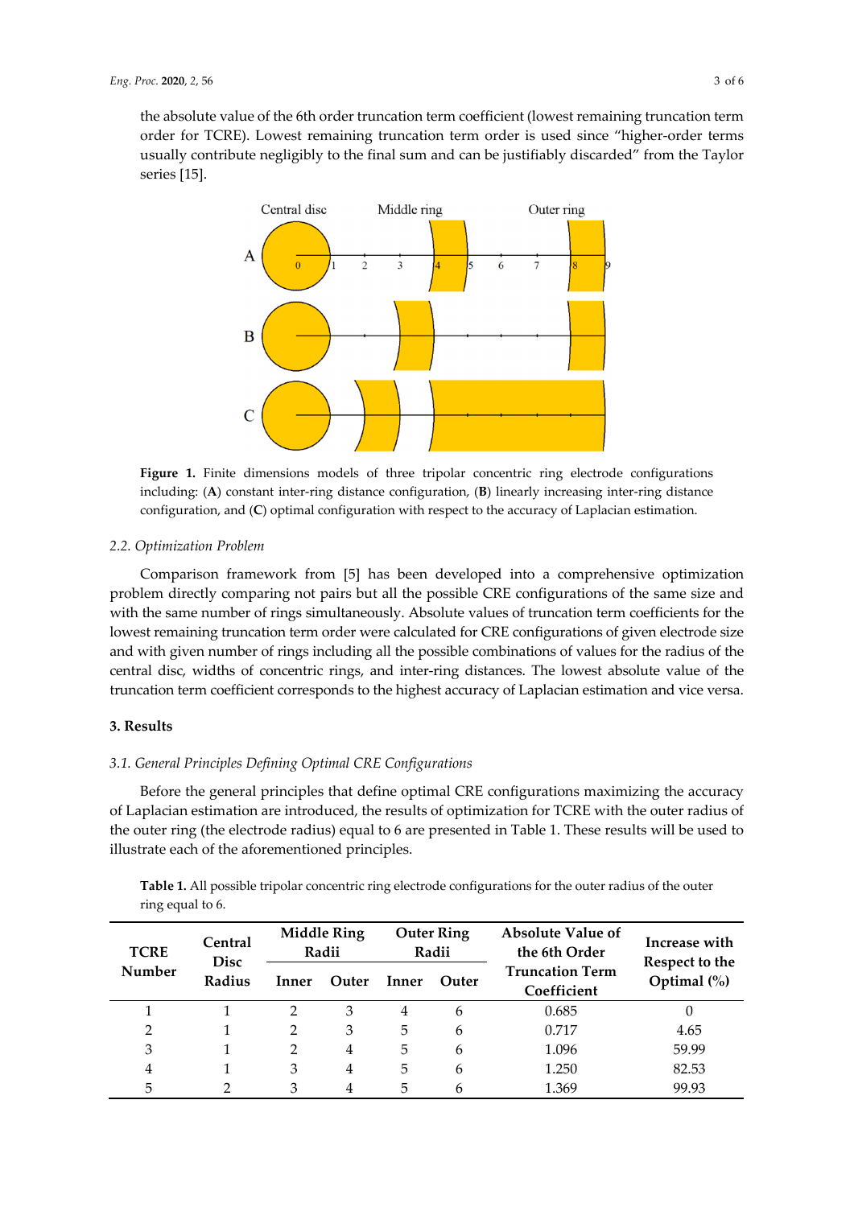the absolute value of the 6th order truncation term coefficient (lowest remaining truncation term order for TCRE). Lowest remaining truncation term order is used since "higher-order terms usually contribute negligibly to the final sum and can be justifiably discarded" from the Taylor series [15].

**Figure 1.** Finite dimensions models of three tripolar concentric ring electrode configurations including: (**A**) constant inter-ring distance configuration, (**B**) linearly increasing inter-ring distance configuration, and (**C**) optimal configuration with respect to the accuracy of Laplacian estimation.

### *2.2. Optimization Problem*

Comparison framework from [5] has been developed into a comprehensive optimization problem directly comparing not pairs but all the possible CRE configurations of the same size and with the same number of rings simultaneously. Absolute values of truncation term coefficients for the lowest remaining truncation term order were calculated for CRE configurations of given electrode size and with given number of rings including all the possible combinations of values for the radius of the central disc, widths of concentric rings, and inter-ring distances. The lowest absolute value of the truncation term coefficient corresponds to the highest accuracy of Laplacian estimation and vice versa.

## 3. Results

### *3.1. General Principles Defining Optimal CRE Configurations*

Before the general principles that define optimal CRE configurations maximizing the accuracy of Laplacian estimation are introduced, the results of optimization for TCRE with the outer radius of the outer ring (the electrode radius) equal to 6 are presented in Table 1. These results will be used to illustrate each of the aforementioned principles.

**Table 1.** All possible tripolar concentric ring electrode configurations for the outer radius of the outer ring equal to 6.

| TCRE Number | Central Disc Radius | Middle Ring Radii | | Outer Ring Radii | | Absolute Value of the 6th Order Truncation Term Coefficient | Increase with Respect to the Optimal (%) |
|---|---|---|---|---|---|---|---|
| | | Inner | Outer | Inner | Outer | | |
| 1 | 1 | 2 | 3 | 4 | 6 | 0.685 | 0 |
| 2 | 1 | 2 | 3 | 5 | 6 | 0.717 | 4.65 |
| 3 | 1 | 2 | 4 | 5 | 6 | 1.096 | 59.99 |
| 4 | 1 | 3 | 4 | 5 | 6 | 1.250 | 82.53 |
| 5 | 2 | 3 | 4 | 5 | 6 | 1.369 | 99.93 |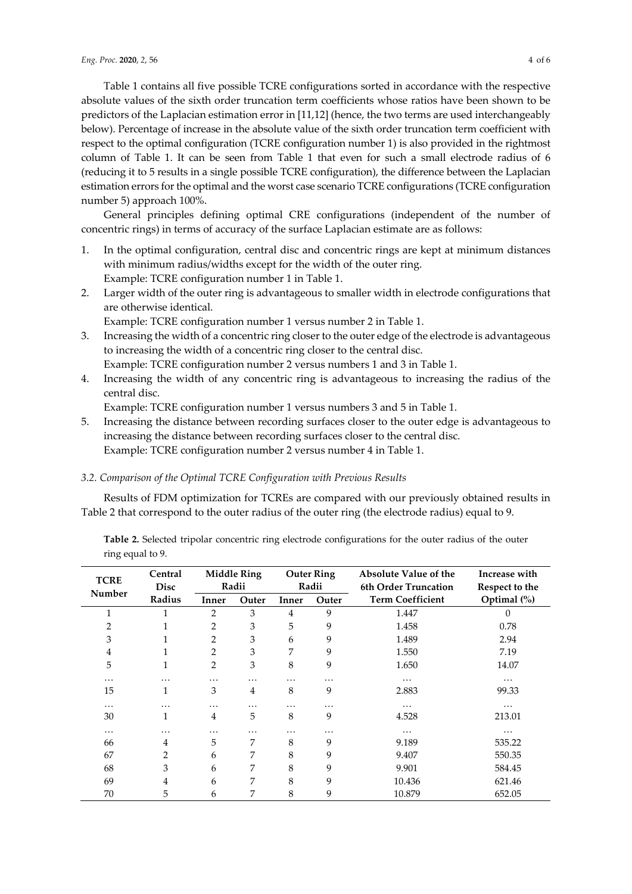Table 1 contains all five possible TCRE configurations sorted in accordance with the respective absolute values of the sixth order truncation term coefficients whose ratios have been shown to be predictors of the Laplacian estimation error in [11,12] (hence, the two terms are used interchangeably below). Percentage of increase in the absolute value of the sixth order truncation term coefficient with respect to the optimal configuration (TCRE configuration number 1) is also provided in the rightmost column of Table 1. It can be seen from Table 1 that even for such a small electrode radius of 6 (reducing it to 5 results in a single possible TCRE configuration), the difference between the Laplacian estimation errors for the optimal and the worst case scenario TCRE configurations (TCRE configuration number 5) approach 100%.

General principles defining optimal CRE configurations (independent of the number of concentric rings) in terms of accuracy of the surface Laplacian estimate are as follows:

1. In the optimal configuration, central disc and concentric rings are kept at minimum distances with minimum radius/widths except for the width of the outer ring.
   Example: TCRE configuration number 1 in Table 1.
2. Larger width of the outer ring is advantageous to smaller width in electrode configurations that are otherwise identical.
   Example: TCRE configuration number 1 versus number 2 in Table 1.
3. Increasing the width of a concentric ring closer to the outer edge of the electrode is advantageous to increasing the width of a concentric ring closer to the central disc.
   Example: TCRE configuration number 2 versus numbers 1 and 3 in Table 1.
4. Increasing the width of any concentric ring is advantageous to increasing the radius of the central disc.
   Example: TCRE configuration number 1 versus numbers 3 and 5 in Table 1.
5. Increasing the distance between recording surfaces closer to the outer edge is advantageous to increasing the distance between recording surfaces closer to the central disc.
   Example: TCRE configuration number 2 versus number 4 in Table 1.

### *3.2. Comparison of the Optimal TCRE Configuration with Previous Results*

Results of FDM optimization for TCREs are compared with our previously obtained results in Table 2 that correspond to the outer radius of the outer ring (the electrode radius) equal to 9.

**Table 2.** Selected tripolar concentric ring electrode configurations for the outer radius of the outer ring equal to 9.

| TCRE Number | Central Disc Radius | Middle Ring Radii | | Outer Ring Radii | | Absolute Value of the 6th Order Truncation Term Coefficient | Increase with Respect to the Optimal (%) |
|---|---|---|---|---|---|---|---|
| | | Inner | Outer | Inner | Outer | | |
| 1 | 1 | 2 | 3 | 4 | 9 | 1.447 | 0 |
| 2 | 1 | 2 | 3 | 5 | 9 | 1.458 | 0.78 |
| 3 | 1 | 2 | 3 | 6 | 9 | 1.489 | 2.94 |
| 4 | 1 | 2 | 3 | 7 | 9 | 1.550 | 7.19 |
| 5 | 1 | 2 | 3 | 8 | 9 | 1.650 | 14.07 |
| … | … | … | … | … | … | … | … |
| 15 | 1 | 3 | 4 | 8 | 9 | 2.883 | 99.33 |
| … | … | … | … | … | … | … | … |
| 30 | 1 | 4 | 5 | 8 | 9 | 4.528 | 213.01 |
| … | … | … | … | … | … | … | … |
| 66 | 4 | 5 | 7 | 8 | 9 | 9.189 | 535.22 |
| 67 | 2 | 6 | 7 | 8 | 9 | 9.407 | 550.35 |
| 68 | 3 | 6 | 7 | 8 | 9 | 9.901 | 584.45 |
| 69 | 4 | 6 | 7 | 8 | 9 | 10.436 | 621.46 |
| 70 | 5 | 6 | 7 | 8 | 9 | 10.879 | 652.05 |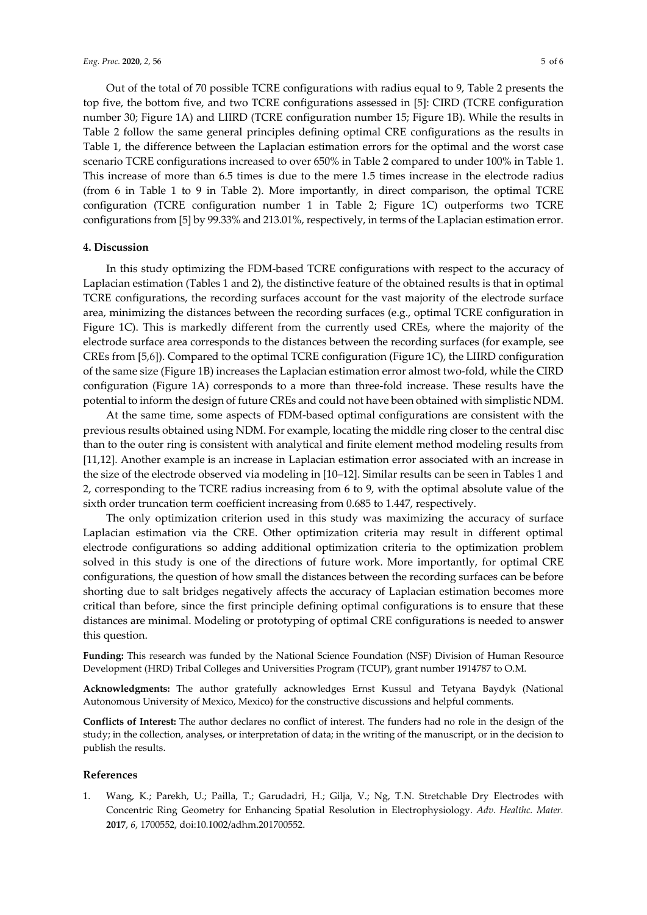Out of the total of 70 possible TCRE configurations with radius equal to 9, Table 2 presents the top five, the bottom five, and two TCRE configurations assessed in [5]: CIRD (TCRE configuration number 30; Figure 1A) and LIIRD (TCRE configuration number 15; Figure 1B). While the results in Table 2 follow the same general principles defining optimal CRE configurations as the results in Table 1, the difference between the Laplacian estimation errors for the optimal and the worst case scenario TCRE configurations increased to over 650% in Table 2 compared to under 100% in Table 1. This increase of more than 6.5 times is due to the mere 1.5 times increase in the electrode radius (from 6 in Table 1 to 9 in Table 2). More importantly, in direct comparison, the optimal TCRE configuration (TCRE configuration number 1 in Table 2; Figure 1C) outperforms two TCRE configurations from [5] by 99.33% and 213.01%, respectively, in terms of the Laplacian estimation error.

## 4. Discussion

In this study optimizing the FDM-based TCRE configurations with respect to the accuracy of Laplacian estimation (Tables 1 and 2), the distinctive feature of the obtained results is that in optimal TCRE configurations, the recording surfaces account for the vast majority of the electrode surface area, minimizing the distances between the recording surfaces (e.g., optimal TCRE configuration in Figure 1C). This is markedly different from the currently used CREs, where the majority of the electrode surface area corresponds to the distances between the recording surfaces (for example, see CREs from [5,6]). Compared to the optimal TCRE configuration (Figure 1C), the LIIRD configuration of the same size (Figure 1B) increases the Laplacian estimation error almost two-fold, while the CIRD configuration (Figure 1A) corresponds to a more than three-fold increase. These results have the potential to inform the design of future CREs and could not have been obtained with simplistic NDM.

At the same time, some aspects of FDM-based optimal configurations are consistent with the previous results obtained using NDM. For example, locating the middle ring closer to the central disc than to the outer ring is consistent with analytical and finite element method modeling results from [11,12]. Another example is an increase in Laplacian estimation error associated with an increase in the size of the electrode observed via modeling in [10–12]. Similar results can be seen in Tables 1 and 2, corresponding to the TCRE radius increasing from 6 to 9, with the optimal absolute value of the sixth order truncation term coefficient increasing from 0.685 to 1.447, respectively.

The only optimization criterion used in this study was maximizing the accuracy of surface Laplacian estimation via the CRE. Other optimization criteria may result in different optimal electrode configurations so adding additional optimization criteria to the optimization problem solved in this study is one of the directions of future work. More importantly, for optimal CRE configurations, the question of how small the distances between the recording surfaces can be before shorting due to salt bridges negatively affects the accuracy of Laplacian estimation becomes more critical than before, since the first principle defining optimal configurations is to ensure that these distances are minimal. Modeling or prototyping of optimal CRE configurations is needed to answer this question.

**Funding:** This research was funded by the National Science Foundation (NSF) Division of Human Resource Development (HRD) Tribal Colleges and Universities Program (TCUP), grant number 1914787 to O.M.

**Acknowledgments:** The author gratefully acknowledges Ernst Kussul and Tetyana Baydyk (National Autonomous University of Mexico, Mexico) for the constructive discussions and helpful comments.

**Conflicts of Interest:** The author declares no conflict of interest. The funders had no role in the design of the study; in the collection, analyses, or interpretation of data; in the writing of the manuscript, or in the decision to publish the results.

## References

1. Wang, K.; Parekh, U.; Pailla, T.; Garudadri, H.; Gilja, V.; Ng, T.N. Stretchable Dry Electrodes with Concentric Ring Geometry for Enhancing Spatial Resolution in Electrophysiology. *Adv. Healthc. Mater.* **2017**, *6*, 1700552, doi:10.1002/adhm.201700552.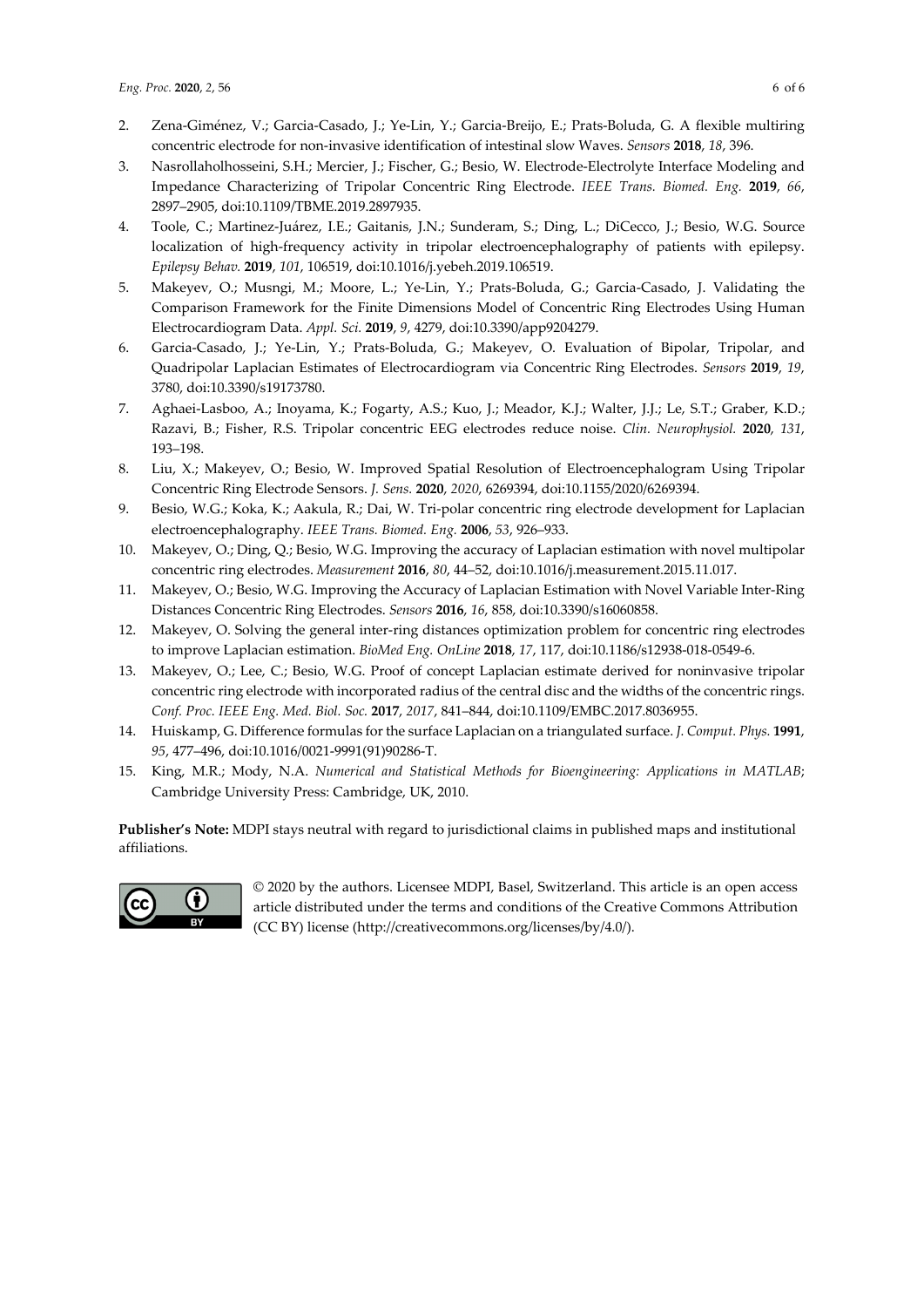2. Zena-Giménez, V.; Garcia-Casado, J.; Ye-Lin, Y.; Garcia-Breijo, E.; Prats-Boluda, G. A flexible multiring concentric electrode for non-invasive identification of intestinal slow Waves. *Sensors* **2018**, *18*, 396.
3. Nasrollaholhosseini, S.H.; Mercier, J.; Fischer, G.; Besio, W. Electrode-Electrolyte Interface Modeling and Impedance Characterizing of Tripolar Concentric Ring Electrode. *IEEE Trans. Biomed. Eng.* **2019**, *66*, 2897–2905, doi:10.1109/TBME.2019.2897935.
4. Toole, C.; Martinez-Juárez, I.E.; Gaitanis, J.N.; Sunderam, S.; Ding, L.; DiCecco, J.; Besio, W.G. Source localization of high-frequency activity in tripolar electroencephalography of patients with epilepsy. *Epilepsy Behav.* **2019**, *101*, 106519, doi:10.1016/j.yebeh.2019.106519.
5. Makeyev, O.; Musngi, M.; Moore, L.; Ye-Lin, Y.; Prats-Boluda, G.; Garcia-Casado, J. Validating the Comparison Framework for the Finite Dimensions Model of Concentric Ring Electrodes Using Human Electrocardiogram Data. *Appl. Sci.* **2019**, *9*, 4279, doi:10.3390/app9204279.
6. Garcia-Casado, J.; Ye-Lin, Y.; Prats-Boluda, G.; Makeyev, O. Evaluation of Bipolar, Tripolar, and Quadripolar Laplacian Estimates of Electrocardiogram via Concentric Ring Electrodes. *Sensors* **2019**, *19*, 3780, doi:10.3390/s19173780.
7. Aghaei-Lasboo, A.; Inoyama, K.; Fogarty, A.S.; Kuo, J.; Meador, K.J.; Walter, J.J.; Le, S.T.; Graber, K.D.; Razavi, B.; Fisher, R.S. Tripolar concentric EEG electrodes reduce noise. *Clin. Neurophysiol.* **2020**, *131*, 193–198.
8. Liu, X.; Makeyev, O.; Besio, W. Improved Spatial Resolution of Electroencephalogram Using Tripolar Concentric Ring Electrode Sensors. *J. Sens.* **2020**, *2020*, 6269394, doi:10.1155/2020/6269394.
9. Besio, W.G.; Koka, K.; Aakula, R.; Dai, W. Tri-polar concentric ring electrode development for Laplacian electroencephalography. *IEEE Trans. Biomed. Eng.* **2006**, *53*, 926–933.
10. Makeyev, O.; Ding, Q.; Besio, W.G. Improving the accuracy of Laplacian estimation with novel multipolar concentric ring electrodes. *Measurement* **2016**, *80*, 44–52, doi:10.1016/j.measurement.2015.11.017.
11. Makeyev, O.; Besio, W.G. Improving the Accuracy of Laplacian Estimation with Novel Variable Inter-Ring Distances Concentric Ring Electrodes. *Sensors* **2016**, *16*, 858, doi:10.3390/s16060858.
12. Makeyev, O. Solving the general inter-ring distances optimization problem for concentric ring electrodes to improve Laplacian estimation. *BioMed Eng. OnLine* **2018**, *17*, 117, doi:10.1186/s12938-018-0549-6.
13. Makeyev, O.; Lee, C.; Besio, W.G. Proof of concept Laplacian estimate derived for noninvasive tripolar concentric ring electrode with incorporated radius of the central disc and the widths of the concentric rings. *Conf. Proc. IEEE Eng. Med. Biol. Soc.* **2017**, *2017*, 841–844, doi:10.1109/EMBC.2017.8036955.
14. Huiskamp, G. Difference formulas for the surface Laplacian on a triangulated surface. *J. Comput. Phys.* **1991**, *95*, 477–496, doi:10.1016/0021-9991(91)90286-T.
15. King, M.R.; Mody, N.A. *Numerical and Statistical Methods for Bioengineering: Applications in MATLAB*; Cambridge University Press: Cambridge, UK, 2010.

**Publisher's Note:** MDPI stays neutral with regard to jurisdictional claims in published maps and institutional affiliations.

© 2020 by the authors. Licensee MDPI, Basel, Switzerland. This article is an open access article distributed under the terms and conditions of the Creative Commons Attribution (CC BY) license (http://creativecommons.org/licenses/by/4.0/).